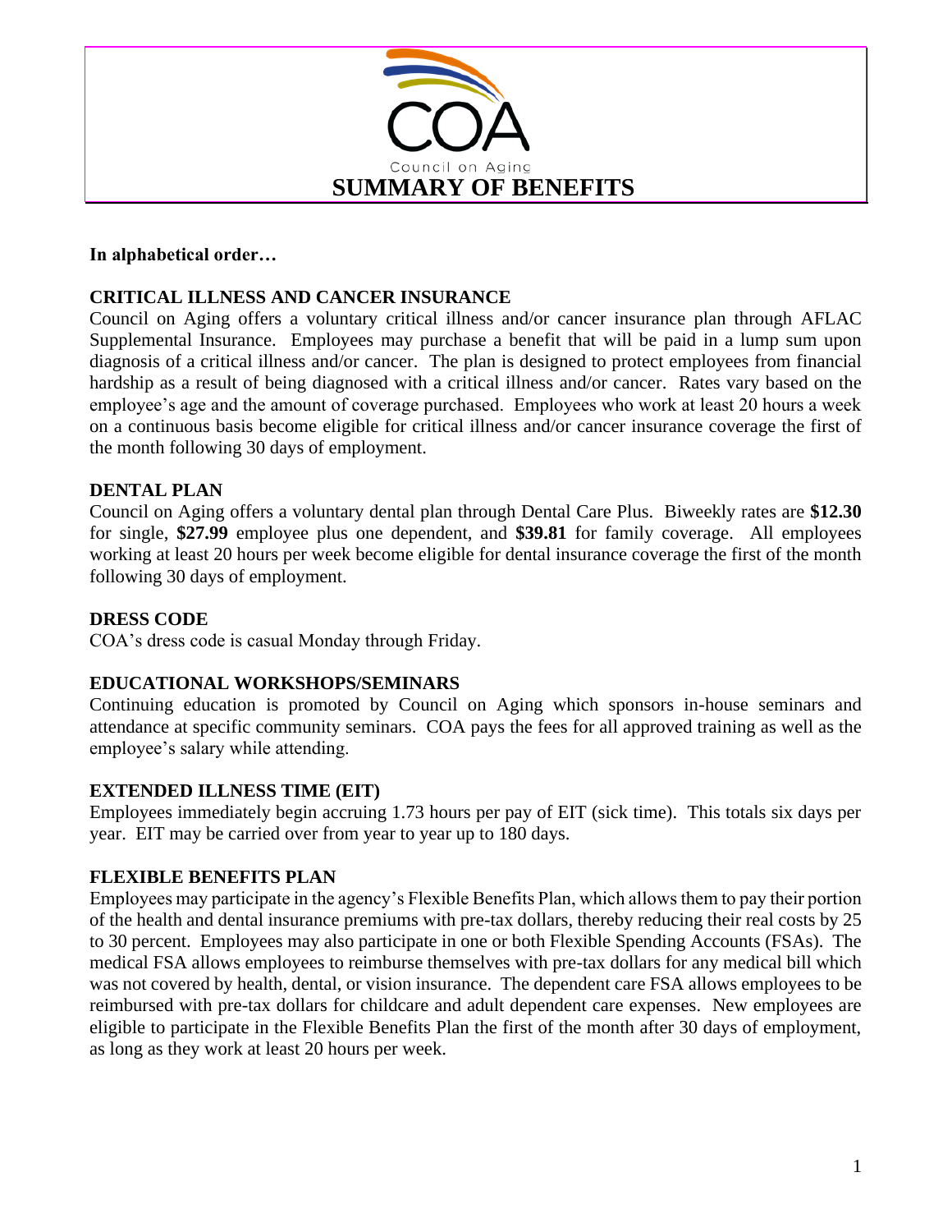COA

Council on Aging

# SUMMARY OF BENEFITS

**In alphabetical order…**

## CRITICAL ILLNESS AND CANCER INSURANCE

Council on Aging offers a voluntary critical illness and/or cancer insurance plan through AFLAC Supplemental Insurance. Employees may purchase a benefit that will be paid in a lump sum upon diagnosis of a critical illness and/or cancer. The plan is designed to protect employees from financial hardship as a result of being diagnosed with a critical illness and/or cancer. Rates vary based on the employee's age and the amount of coverage purchased. Employees who work at least 20 hours a week on a continuous basis become eligible for critical illness and/or cancer insurance coverage the first of the month following 30 days of employment.

## DENTAL PLAN

Council on Aging offers a voluntary dental plan through Dental Care Plus. Biweekly rates are **$12.30** for single, **$27.99** employee plus one dependent, and **$39.81** for family coverage. All employees working at least 20 hours per week become eligible for dental insurance coverage the first of the month following 30 days of employment.

## DRESS CODE

COA's dress code is casual Monday through Friday.

## EDUCATIONAL WORKSHOPS/SEMINARS

Continuing education is promoted by Council on Aging which sponsors in-house seminars and attendance at specific community seminars. COA pays the fees for all approved training as well as the employee's salary while attending.

## EXTENDED ILLNESS TIME (EIT)

Employees immediately begin accruing 1.73 hours per pay of EIT (sick time). This totals six days per year. EIT may be carried over from year to year up to 180 days.

## FLEXIBLE BENEFITS PLAN

Employees may participate in the agency's Flexible Benefits Plan, which allows them to pay their portion of the health and dental insurance premiums with pre-tax dollars, thereby reducing their real costs by 25 to 30 percent. Employees may also participate in one or both Flexible Spending Accounts (FSAs). The medical FSA allows employees to reimburse themselves with pre-tax dollars for any medical bill which was not covered by health, dental, or vision insurance. The dependent care FSA allows employees to be reimbursed with pre-tax dollars for childcare and adult dependent care expenses. New employees are eligible to participate in the Flexible Benefits Plan the first of the month after 30 days of employment, as long as they work at least 20 hours per week.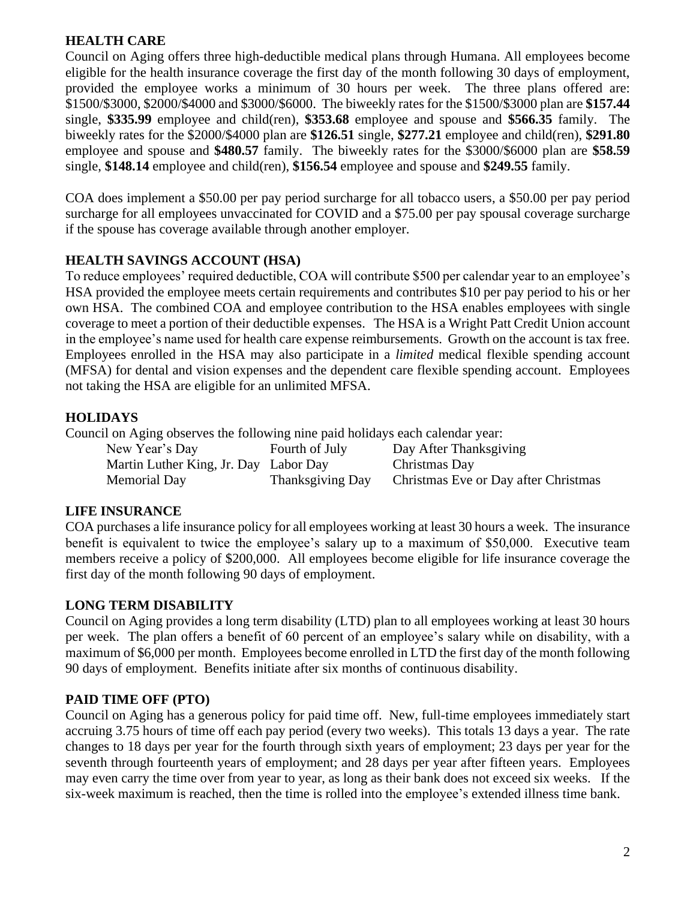## HEALTH CARE

Council on Aging offers three high-deductible medical plans through Humana. All employees become eligible for the health insurance coverage the first day of the month following 30 days of employment, provided the employee works a minimum of 30 hours per week. The three plans offered are: $1500/$3000, $2000/$4000 and $3000/$6000. The biweekly rates for the $1500/$3000 plan are **$157.44** single, **$335.99** employee and child(ren), **$353.68** employee and spouse and **$566.35** family. The biweekly rates for the $2000/$4000 plan are **$126.51** single, **$277.21** employee and child(ren), **$291.80** employee and spouse and **$480.57** family. The biweekly rates for the $3000/$6000 plan are **$58.59** single, **$148.14** employee and child(ren), **$156.54** employee and spouse and **$249.55** family.

COA does implement a $50.00 per pay period surcharge for all tobacco users, a $50.00 per pay period surcharge for all employees unvaccinated for COVID and a $75.00 per pay spousal coverage surcharge if the spouse has coverage available through another employer.

## HEALTH SAVINGS ACCOUNT (HSA)

To reduce employees' required deductible, COA will contribute $500 per calendar year to an employee's HSA provided the employee meets certain requirements and contributes $10 per pay period to his or her own HSA. The combined COA and employee contribution to the HSA enables employees with single coverage to meet a portion of their deductible expenses. The HSA is a Wright Patt Credit Union account in the employee's name used for health care expense reimbursements. Growth on the account is tax free. Employees enrolled in the HSA may also participate in a *limited* medical flexible spending account (MFSA) for dental and vision expenses and the dependent care flexible spending account. Employees not taking the HSA are eligible for an unlimited MFSA.

## HOLIDAYS

Council on Aging observes the following nine paid holidays each calendar year:

| | | |
|---|---|---|
| New Year's Day | Fourth of July | Day After Thanksgiving |
| Martin Luther King, Jr. Day | Labor Day | Christmas Day |
| Memorial Day | Thanksgiving Day | Christmas Eve or Day after Christmas |

## LIFE INSURANCE

COA purchases a life insurance policy for all employees working at least 30 hours a week. The insurance benefit is equivalent to twice the employee's salary up to a maximum of $50,000. Executive team members receive a policy of $200,000. All employees become eligible for life insurance coverage the first day of the month following 90 days of employment.

## LONG TERM DISABILITY

Council on Aging provides a long term disability (LTD) plan to all employees working at least 30 hours per week. The plan offers a benefit of 60 percent of an employee's salary while on disability, with a maximum of $6,000 per month. Employees become enrolled in LTD the first day of the month following 90 days of employment. Benefits initiate after six months of continuous disability.

## PAID TIME OFF (PTO)

Council on Aging has a generous policy for paid time off. New, full-time employees immediately start accruing 3.75 hours of time off each pay period (every two weeks). This totals 13 days a year. The rate changes to 18 days per year for the fourth through sixth years of employment; 23 days per year for the seventh through fourteenth years of employment; and 28 days per year after fifteen years. Employees may even carry the time over from year to year, as long as their bank does not exceed six weeks. If the six-week maximum is reached, then the time is rolled into the employee's extended illness time bank.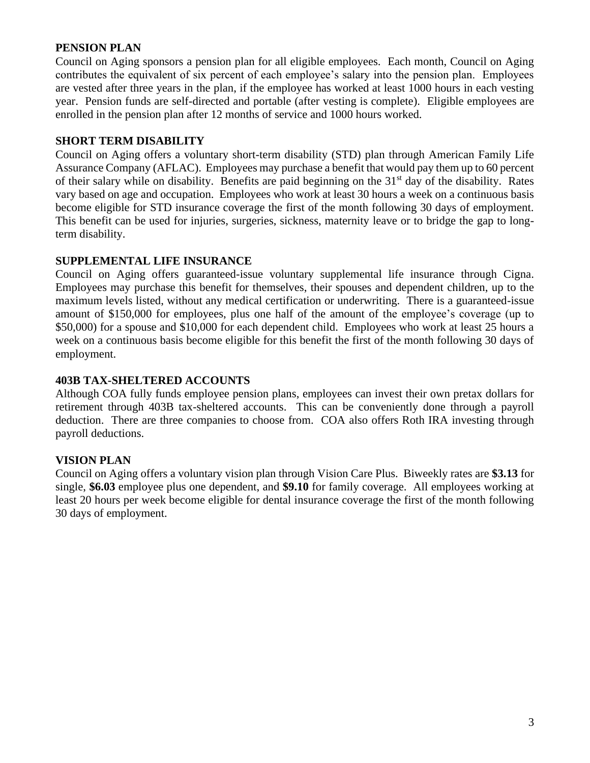## PENSION PLAN

Council on Aging sponsors a pension plan for all eligible employees. Each month, Council on Aging contributes the equivalent of six percent of each employee's salary into the pension plan. Employees are vested after three years in the plan, if the employee has worked at least 1000 hours in each vesting year. Pension funds are self-directed and portable (after vesting is complete). Eligible employees are enrolled in the pension plan after 12 months of service and 1000 hours worked.

## SHORT TERM DISABILITY

Council on Aging offers a voluntary short-term disability (STD) plan through American Family Life Assurance Company (AFLAC). Employees may purchase a benefit that would pay them up to 60 percent of their salary while on disability. Benefits are paid beginning on the 31st day of the disability. Rates vary based on age and occupation. Employees who work at least 30 hours a week on a continuous basis become eligible for STD insurance coverage the first of the month following 30 days of employment. This benefit can be used for injuries, surgeries, sickness, maternity leave or to bridge the gap to long-term disability.

## SUPPLEMENTAL LIFE INSURANCE

Council on Aging offers guaranteed-issue voluntary supplemental life insurance through Cigna. Employees may purchase this benefit for themselves, their spouses and dependent children, up to the maximum levels listed, without any medical certification or underwriting. There is a guaranteed-issue amount of $150,000 for employees, plus one half of the amount of the employee's coverage (up to $50,000) for a spouse and $10,000 for each dependent child. Employees who work at least 25 hours a week on a continuous basis become eligible for this benefit the first of the month following 30 days of employment.

## 403B TAX-SHELTERED ACCOUNTS

Although COA fully funds employee pension plans, employees can invest their own pretax dollars for retirement through 403B tax-sheltered accounts. This can be conveniently done through a payroll deduction. There are three companies to choose from. COA also offers Roth IRA investing through payroll deductions.

## VISION PLAN

Council on Aging offers a voluntary vision plan through Vision Care Plus. Biweekly rates are **$3.13** for single, **$6.03** employee plus one dependent, and **$9.10** for family coverage. All employees working at least 20 hours per week become eligible for dental insurance coverage the first of the month following 30 days of employment.